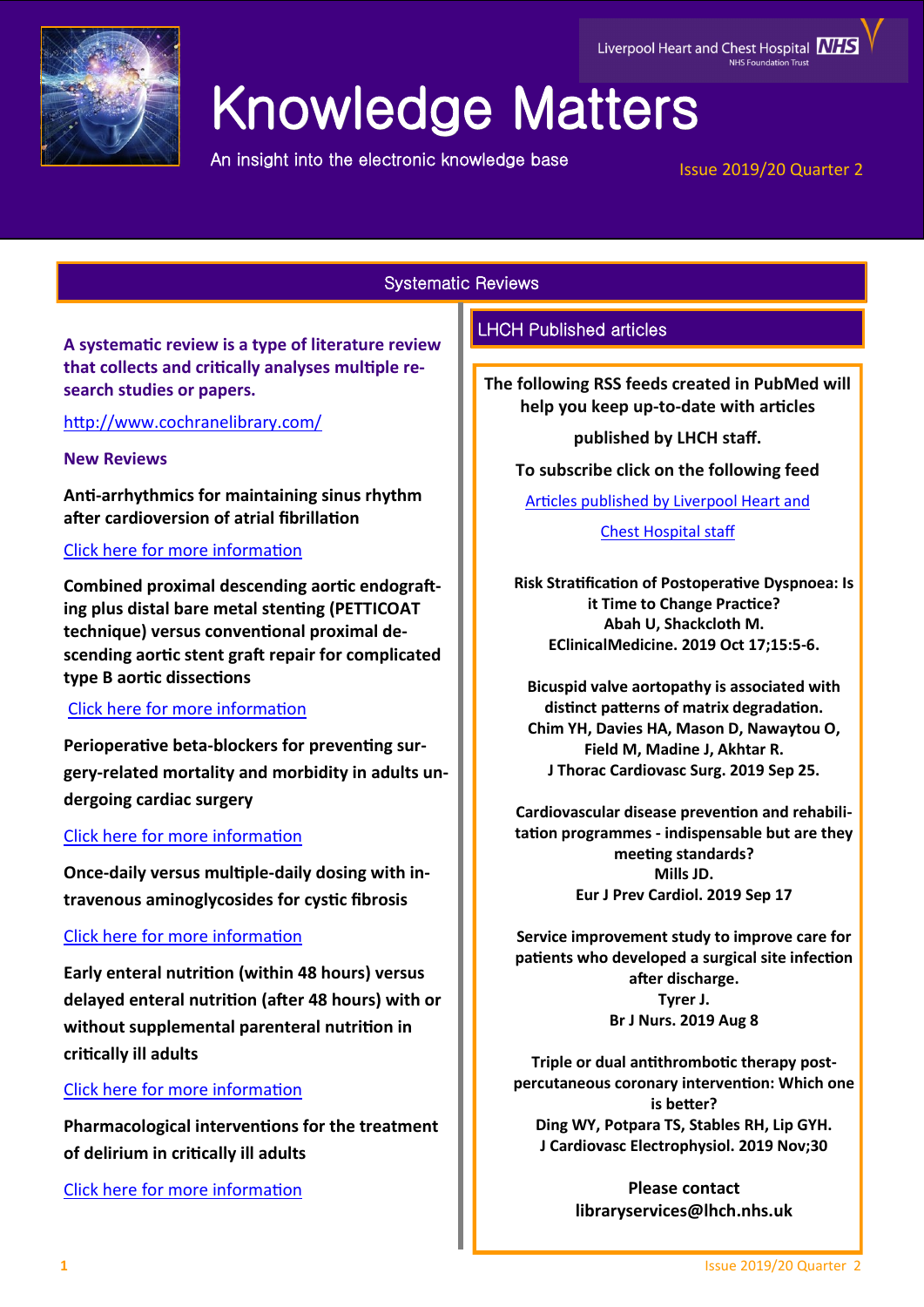Liverpool Heart and Chest Hospital NHS Foundation Trust

# Knowledge Matters

An insight into the electronic knowledge base

Issue 2019/20 Quarter 2

## Systematic Reviews

**A systematic review is a type of literature review that collects and critically analyses multiple research studies or papers.**

[http://www.cochranelibrary.com/](http://www.cochranelibrary.com/)

### New Reviews

**Anti-arrhythmics for maintaining sinus rhythm after cardioversion of atrial fibrillation**

Click here for more information

**Combined proximal descending aortic endografting plus distal bare metal stenting (PETTICOAT technique) versus conventional proximal descending aortic stent graft repair for complicated type B aortic dissections**

Click here for more information

**Perioperative beta-blockers for preventing surgery-related mortality and morbidity in adults undergoing cardiac surgery**

Click here for more information

**Once-daily versus multiple-daily dosing with intravenous aminoglycosides for cystic fibrosis**

Click here for more information

**Early enteral nutrition (within 48 hours) versus delayed enteral nutrition (after 48 hours) with or without supplemental parenteral nutrition in critically ill adults**

Click here for more information

**Pharmacological interventions for the treatment of delirium in critically ill adults**

Click here for more information

## LHCH Published articles

**The following RSS feeds created in PubMed will help you keep up-to-date with articles published by LHCH staff.**

**To subscribe click on the following feed**

Articles published by Liverpool Heart and Chest Hospital staff

**Risk Stratification of Postoperative Dyspnoea: Is it Time to Change Practice?**
**Abah U, Shackcloth M.**
**EClinicalMedicine. 2019 Oct 17;15:5-6.**

**Bicuspid valve aortopathy is associated with distinct patterns of matrix degradation.**
**Chim YH, Davies HA, Mason D, Nawaytou O, Field M, Madine J, Akhtar R.**
**J Thorac Cardiovasc Surg. 2019 Sep 25.**

**Cardiovascular disease prevention and rehabilitation programmes - indispensable but are they meeting standards?**
**Mills JD.**
**Eur J Prev Cardiol. 2019 Sep 17**

**Service improvement study to improve care for patients who developed a surgical site infection after discharge.**
**Tyrer J.**
**Br J Nurs. 2019 Aug 8**

**Triple or dual antithrombotic therapy post-percutaneous coronary intervention: Which one is better?**
**Ding WY, Potpara TS, Stables RH, Lip GYH.**
**J Cardiovasc Electrophysiol. 2019 Nov;30**

**Please contact**
**libraryservices@lhch.nhs.uk**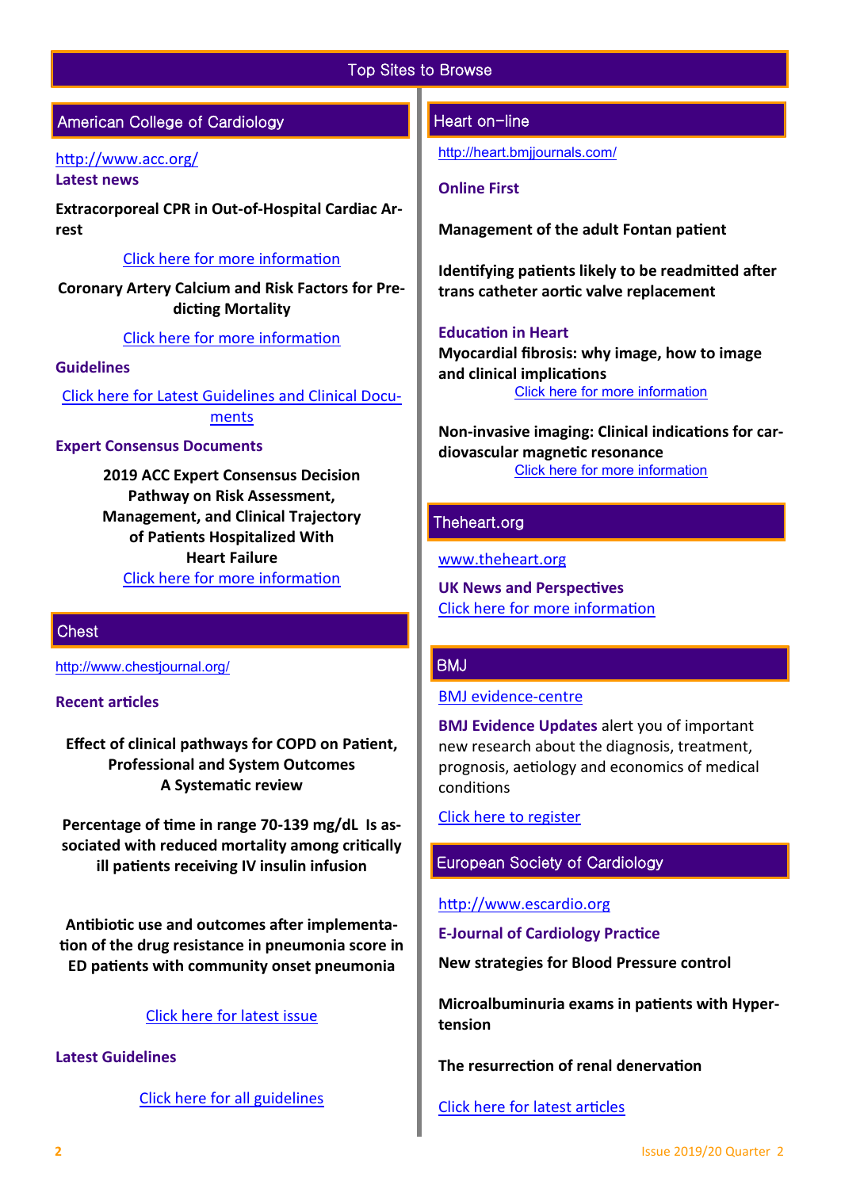# Top Sites to Browse

## American College of Cardiology

http://www.acc.org/

**Latest news**

**Extracorporeal CPR in Out-of-Hospital Cardiac Arrest**

Click here for more information

**Coronary Artery Calcium and Risk Factors for Predicting Mortality**

Click here for more information

**Guidelines**

Click here for Latest Guidelines and Clinical Documents

**Expert Consensus Documents**

**2019 ACC Expert Consensus Decision Pathway on Risk Assessment, Management, and Clinical Trajectory of Patients Hospitalized With Heart Failure**

Click here for more information

## Chest

http://www.chestjournal.org/

**Recent articles**

**Effect of clinical pathways for COPD on Patient, Professional and System Outcomes A Systematic review**

**Percentage of time in range 70-139 mg/dL Is associated with reduced mortality among critically ill patients receiving IV insulin infusion**

**Antibiotic use and outcomes after implementation of the drug resistance in pneumonia score in ED patients with community onset pneumonia**

Click here for latest issue

**Latest Guidelines**

Click here for all guidelines

## Heart on-line

http://heart.bmjjournals.com/

**Online First**

**Management of the adult Fontan patient**

**Identifying patients likely to be readmitted after trans catheter aortic valve replacement**

**Education in Heart**

**Myocardial fibrosis: why image, how to image and clinical implications**

Click here for more information

**Non-invasive imaging: Clinical indications for cardiovascular magnetic resonance**

Click here for more information

## Theheart.org

www.theheart.org

**UK News and Perspectives**

Click here for more information

## BMJ

BMJ evidence-centre

**BMJ Evidence Updates** alert you of important new research about the diagnosis, treatment, prognosis, aetiology and economics of medical conditions

Click here to register

## European Society of Cardiology

http://www.escardio.org

**E-Journal of Cardiology Practice**

**New strategies for Blood Pressure control**

**Microalbuminuria exams in patients with Hypertension**

**The resurrection of renal denervation**

Click here for latest articles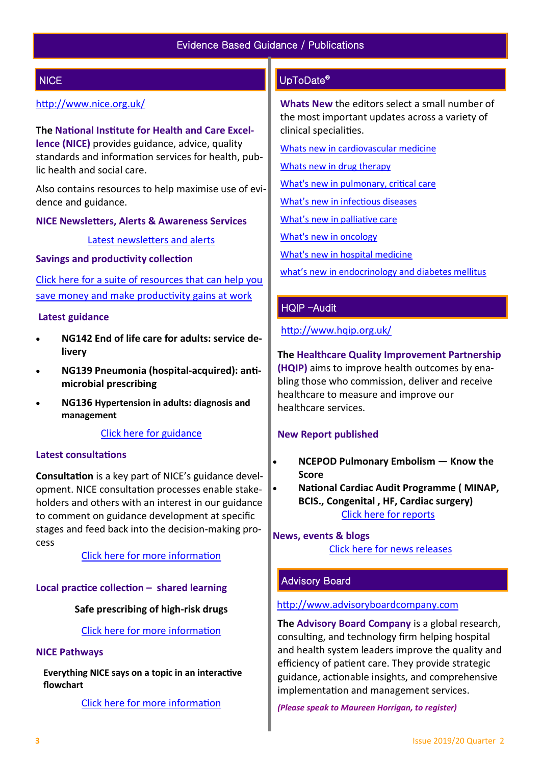# Evidence Based Guidance / Publications

## NICE

http://www.nice.org.uk/

**The National Institute for Health and Care Excellence (NICE)** provides guidance, advice, quality standards and information services for health, public health and social care.

Also contains resources to help maximise use of evidence and guidance.

**NICE Newsletters, Alerts & Awareness Services**

Latest newsletters and alerts

**Savings and productivity collection**

Click here for a suite of resources that can help you save money and make productivity gains at work

**Latest guidance**

- **NG142 End of life care for adults: service delivery**
- **NG139 Pneumonia (hospital-acquired): antimicrobial prescribing**
- **NG136 Hypertension in adults: diagnosis and management**

Click here for guidance

**Latest consultations**

**Consultation** is a key part of NICE's guidance development. NICE consultation processes enable stakeholders and others with an interest in our guidance to comment on guidance development at specific stages and feed back into the decision-making process

Click here for more information

**Local practice collection – shared learning**

**Safe prescribing of high-risk drugs**

Click here for more information

**NICE Pathways**

**Everything NICE says on a topic in an interactive flowchart**

Click here for more information

## UpToDate®

**Whats New** the editors select a small number of the most important updates across a variety of clinical specialities.

Whats new in cardiovascular medicine

Whats new in drug therapy

What's new in pulmonary, critical care

What's new in infectious diseases

What's new in palliative care

What's new in oncology

What's new in hospital medicine

what's new in endocrinology and diabetes mellitus

## HQIP –Audit

http://www.hqip.org.uk/

**The Healthcare Quality Improvement Partnership (HQIP)** aims to improve health outcomes by enabling those who commission, deliver and receive healthcare to measure and improve our healthcare services.

**New Report published**

- **NCEPOD Pulmonary Embolism — Know the Score**
- **National Cardiac Audit Programme ( MINAP, BCIS., Congenital , HF, Cardiac surgery)**

Click here for reports

**News, events & blogs**

Click here for news releases

## Advisory Board

http://www.advisoryboardcompany.com

**The Advisory Board Company** is a global research, consulting, and technology firm helping hospital and health system leaders improve the quality and efficiency of patient care. They provide strategic guidance, actionable insights, and comprehensive implementation and management services.

***(Please speak to Maureen Horrigan, to register)***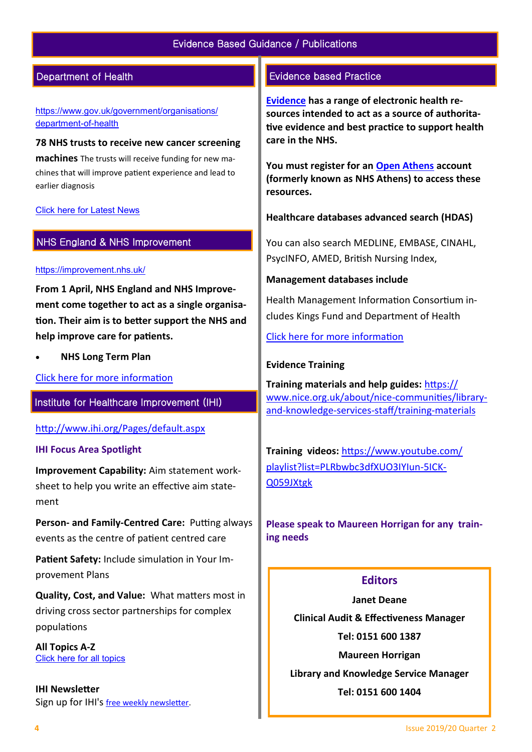# Evidence Based Guidance / Publications

## Department of Health

https://www.gov.uk/government/organisations/department-of-health

**78 NHS trusts to receive new cancer screening machines** The trusts will receive funding for new machines that will improve patient experience and lead to earlier diagnosis

Click here for Latest News

## NHS England & NHS Improvement

https://improvement.nhs.uk/

**From 1 April, NHS England and NHS Improvement come together to act as a single organisation. Their aim is to better support the NHS and help improve care for patients.**

- **NHS Long Term Plan**

Click here for more information

## Institute for Healthcare Improvement (IHI)

http://www.ihi.org/Pages/default.aspx

**IHI Focus Area Spotlight**

**Improvement Capability:** Aim statement worksheet to help you write an effective aim statement

**Person- and Family-Centred Care:** Putting always events as the centre of patient centred care

**Patient Safety:** Include simulation in Your Improvement Plans

**Quality, Cost, and Value:** What matters most in driving cross sector partnerships for complex populations

**All Topics A-Z**
Click here for all topics

**IHI Newsletter**
Sign up for IHI's free weekly newsletter.

## Evidence based Practice

**Evidence has a range of electronic health resources intended to act as a source of authoritative evidence and best practice to support health care in the NHS.**

**You must register for an Open Athens account (formerly known as NHS Athens) to access these resources.**

**Healthcare databases advanced search (HDAS)**

You can also search MEDLINE, EMBASE, CINAHL, PsycINFO, AMED, British Nursing Index,

**Management databases include**

Health Management Information Consortium includes Kings Fund and Department of Health

Click here for more information

**Evidence Training**

**Training materials and help guides:** https://www.nice.org.uk/about/nice-communities/library-and-knowledge-services-staff/training-materials

**Training videos:** https://www.youtube.com/playlist?list=PLRbwbc3dfXUO3IYlun-5ICK-Q059JXtgk

**Please speak to Maureen Horrigan for any training needs**

### Editors

**Janet Deane**

**Clinical Audit & Effectiveness Manager**

**Tel: 0151 600 1387**

**Maureen Horrigan**

**Library and Knowledge Service Manager**

**Tel: 0151 600 1404**